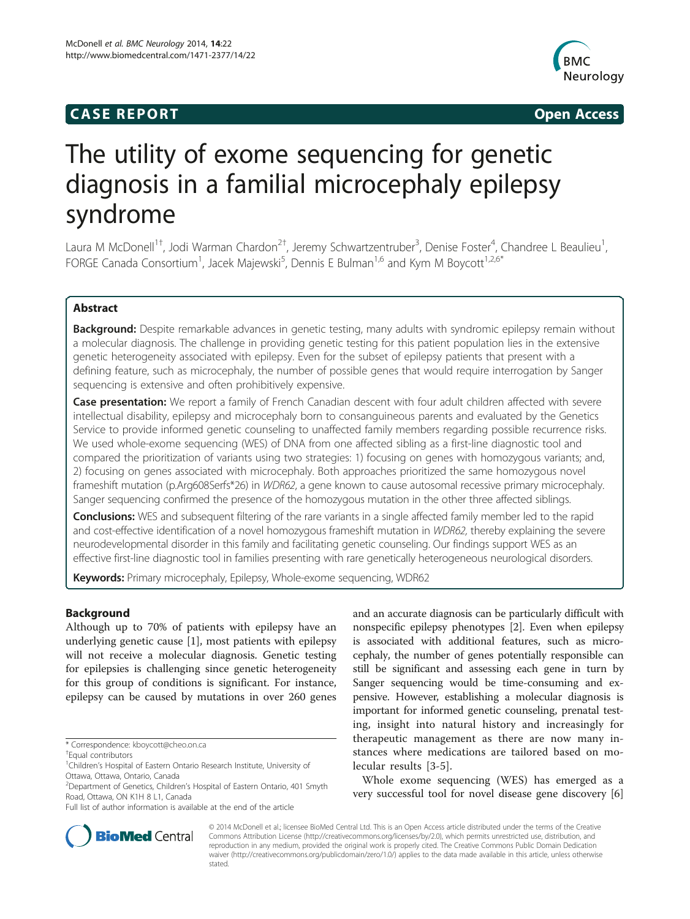**CASE REPORT** **Open Access**

# The utility of exome sequencing for genetic diagnosis in a familial microcephaly epilepsy syndrome

Laura M McDonell[1†], Jodi Warman Chardon[2†], Jeremy Schwartzentruber[3], Denise Foster[4], Chandree L Beaulieu[1], FORGE Canada Consortium[1], Jacek Majewski[5], Dennis E Bulman[1,6] and Kym M Boycott[1,2,6*]

## Abstract

**Background:** Despite remarkable advances in genetic testing, many adults with syndromic epilepsy remain without a molecular diagnosis. The challenge in providing genetic testing for this patient population lies in the extensive genetic heterogeneity associated with epilepsy. Even for the subset of epilepsy patients that present with a defining feature, such as microcephaly, the number of possible genes that would require interrogation by Sanger sequencing is extensive and often prohibitively expensive.

**Case presentation:** We report a family of French Canadian descent with four adult children affected with severe intellectual disability, epilepsy and microcephaly born to consanguineous parents and evaluated by the Genetics Service to provide informed genetic counseling to unaffected family members regarding possible recurrence risks. We used whole-exome sequencing (WES) of DNA from one affected sibling as a first-line diagnostic tool and compared the prioritization of variants using two strategies: 1) focusing on genes with homozygous variants; and, 2) focusing on genes associated with microcephaly. Both approaches prioritized the same homozygous novel frameshift mutation (p.Arg608Serfs*26) in *WDR62*, a gene known to cause autosomal recessive primary microcephaly. Sanger sequencing confirmed the presence of the homozygous mutation in the other three affected siblings.

**Conclusions:** WES and subsequent filtering of the rare variants in a single affected family member led to the rapid and cost-effective identification of a novel homozygous frameshift mutation in *WDR62,* thereby explaining the severe neurodevelopmental disorder in this family and facilitating genetic counseling. Our findings support WES as an effective first-line diagnostic tool in families presenting with rare genetically heterogeneous neurological disorders.

**Keywords:** Primary microcephaly, Epilepsy, Whole-exome sequencing, WDR62

## Background

Although up to 70% of patients with epilepsy have an underlying genetic cause [1], most patients with epilepsy will not receive a molecular diagnosis. Genetic testing for epilepsies is challenging since genetic heterogeneity for this group of conditions is significant. For instance, epilepsy can be caused by mutations in over 260 genes and an accurate diagnosis can be particularly difficult with nonspecific epilepsy phenotypes [2]. Even when epilepsy is associated with additional features, such as microcephaly, the number of genes potentially responsible can still be significant and assessing each gene in turn by Sanger sequencing would be time-consuming and expensive. However, establishing a molecular diagnosis is important for informed genetic counseling, prenatal testing, insight into natural history and increasingly for therapeutic management as there are now many instances where medications are tailored based on molecular results [3-5].

Whole exome sequencing (WES) has emerged as a very successful tool for novel disease gene discovery [6]

\* Correspondence: kboycott@cheo.on.ca
†Equal contributors
[1]Children's Hospital of Eastern Ontario Research Institute, University of Ottawa, Ottawa, Ontario, Canada
[2]Department of Genetics, Children's Hospital of Eastern Ontario, 401 Smyth Road, Ottawa, ON K1H 8 L1, Canada
Full list of author information is available at the end of the article

© 2014 McDonell et al.; licensee BioMed Central Ltd. This is an Open Access article distributed under the terms of the Creative Commons Attribution License (http://creativecommons.org/licenses/by/2.0), which permits unrestricted use, distribution, and reproduction in any medium, provided the original work is properly cited. The Creative Commons Public Domain Dedication waiver (http://creativecommons.org/publicdomain/zero/1.0/) applies to the data made available in this article, unless otherwise stated.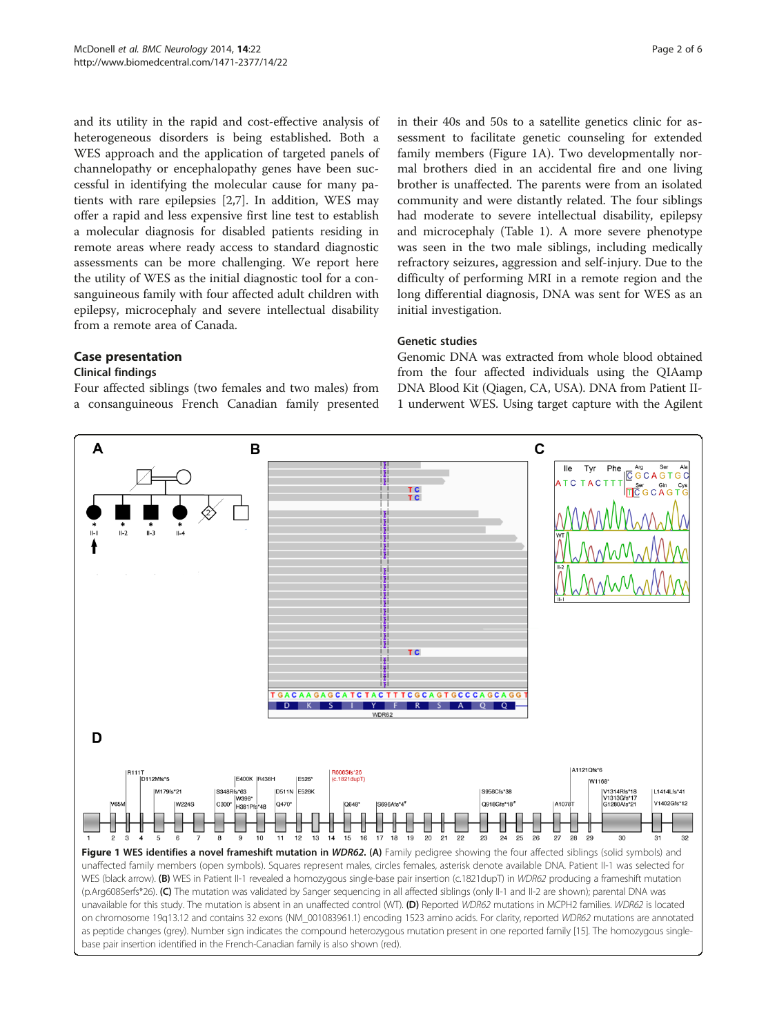and its utility in the rapid and cost-effective analysis of heterogeneous disorders is being established. Both a WES approach and the application of targeted panels of channelopathy or encephalopathy genes have been successful in identifying the molecular cause for many patients with rare epilepsies [2,7]. In addition, WES may offer a rapid and less expensive first line test to establish a molecular diagnosis for disabled patients residing in remote areas where ready access to standard diagnostic assessments can be more challenging. We report here the utility of WES as the initial diagnostic tool for a consanguineous family with four affected adult children with epilepsy, microcephaly and severe intellectual disability from a remote area of Canada.

## Case presentation

### Clinical findings

Four affected siblings (two females and two males) from a consanguineous French Canadian family presented in their 40s and 50s to a satellite genetics clinic for assessment to facilitate genetic counseling for extended family members (Figure 1A). Two developmentally normal brothers died in an accidental fire and one living brother is unaffected. The parents were from an isolated community and were distantly related. The four siblings had moderate to severe intellectual disability, epilepsy and microcephaly (Table 1). A more severe phenotype was seen in the two male siblings, including medically refractory seizures, aggression and self-injury. Due to the difficulty of performing MRI in a remote region and the long differential diagnosis, DNA was sent for WES as an initial investigation.

### Genetic studies

Genomic DNA was extracted from whole blood obtained from the four affected individuals using the QIAamp DNA Blood Kit (Qiagen, CA, USA). DNA from Patient II-1 underwent WES. Using target capture with the Agilent

**Figure 1 WES identifies a novel frameshift mutation in *WDR62*. (A)** Family pedigree showing the four affected siblings (solid symbols) and unaffected family members (open symbols). Squares represent males, circles females, asterisk denote available DNA. Patient II-1 was selected for WES (black arrow). **(B)** WES in Patient II-1 revealed a homozygous single-base pair insertion (c.1821dupT) in *WDR62* producing a frameshift mutation (p.Arg608Serfs*26). **(C)** The mutation was validated by Sanger sequencing in all affected siblings (only II-1 and II-2 are shown); parental DNA was unavailable for this study. The mutation is absent in an unaffected control (WT). **(D)** Reported *WDR62* mutations in MCPH2 families. *WDR62* is located on chromosome 19q13.12 and contains 32 exons (NM_001083961.1) encoding 1523 amino acids. For clarity, reported *WDR62* mutations are annotated as peptide changes (grey). Number sign indicates the compound heterozygous mutation present in one reported family [15]. The homozygous single-base pair insertion identified in the French-Canadian family is also shown (red).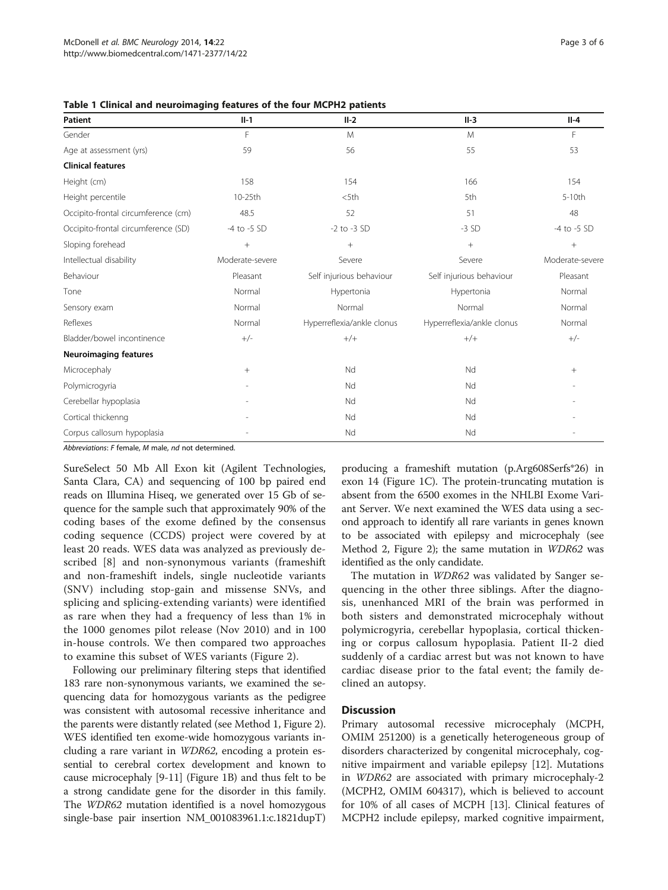**Table 1 Clinical and neuroimaging features of the four MCPH2 patients**

| Patient | II-1 | II-2 | II-3 | II-4 |
|---|---|---|---|---|
| Gender | F | M | M | F |
| Age at assessment (yrs) | 59 | 56 | 55 | 53 |
| **Clinical features** | | | | |
| Height (cm) | 158 | 154 | 166 | 154 |
| Height percentile | 10-25th | <5th | 5th | 5-10th |
| Occipito-frontal circumference (cm) | 48.5 | 52 | 51 | 48 |
| Occipito-frontal circumference (SD) | -4 to -5 SD | -2 to -3 SD | -3 SD | -4 to -5 SD |
| Sloping forehead | + | + | + | + |
| Intellectual disability | Moderate-severe | Severe | Severe | Moderate-severe |
| Behaviour | Pleasant | Self injurious behaviour | Self injurious behaviour | Pleasant |
| Tone | Normal | Hypertonia | Hypertonia | Normal |
| Sensory exam | Normal | Normal | Normal | Normal |
| Reflexes | Normal | Hyperreflexia/ankle clonus | Hyperreflexia/ankle clonus | Normal |
| Bladder/bowel incontinence | +/- | +/+ | +/+ | +/- |
| **Neuroimaging features** | | | | |
| Microcephaly | + | Nd | Nd | + |
| Polymicrogyria | - | Nd | Nd | - |
| Cerebellar hypoplasia | - | Nd | Nd | - |
| Cortical thickenng | - | Nd | Nd | - |
| Corpus callosum hypoplasia | - | Nd | Nd | - |

*Abbreviations*: *F* female, *M* male, *nd* not determined.

SureSelect 50 Mb All Exon kit (Agilent Technologies, Santa Clara, CA) and sequencing of 100 bp paired end reads on Illumina Hiseq, we generated over 15 Gb of sequence for the sample such that approximately 90% of the coding bases of the exome defined by the consensus coding sequence (CCDS) project were covered by at least 20 reads. WES data was analyzed as previously described [8] and non-synonymous variants (frameshift and non-frameshift indels, single nucleotide variants (SNV) including stop-gain and missense SNVs, and splicing and splicing-extending variants) were identified as rare when they had a frequency of less than 1% in the 1000 genomes pilot release (Nov 2010) and in 100 in-house controls. We then compared two approaches to examine this subset of WES variants (Figure 2).

Following our preliminary filtering steps that identified 183 rare non-synonymous variants, we examined the sequencing data for homozygous variants as the pedigree was consistent with autosomal recessive inheritance and the parents were distantly related (see Method 1, Figure 2). WES identified ten exome-wide homozygous variants including a rare variant in *WDR62*, encoding a protein essential to cerebral cortex development and known to cause microcephaly [9-11] (Figure 1B) and thus felt to be a strong candidate gene for the disorder in this family. The *WDR62* mutation identified is a novel homozygous single-base pair insertion NM_001083961.1:c.1821dupT) producing a frameshift mutation (p.Arg608Serfs*26) in exon 14 (Figure 1C). The protein-truncating mutation is absent from the 6500 exomes in the NHLBI Exome Variant Server. We next examined the WES data using a second approach to identify all rare variants in genes known to be associated with epilepsy and microcephaly (see Method 2, Figure 2); the same mutation in *WDR62* was identified as the only candidate.

The mutation in *WDR62* was validated by Sanger sequencing in the other three siblings. After the diagnosis, unenhanced MRI of the brain was performed in both sisters and demonstrated microcephaly without polymicrogyria, cerebellar hypoplasia, cortical thickening or corpus callosum hypoplasia. Patient II-2 died suddenly of a cardiac arrest but was not known to have cardiac disease prior to the fatal event; the family declined an autopsy.

## Discussion

Primary autosomal recessive microcephaly (MCPH, OMIM 251200) is a genetically heterogeneous group of disorders characterized by congenital microcephaly, cognitive impairment and variable epilepsy [12]. Mutations in *WDR62* are associated with primary microcephaly-2 (MCPH2, OMIM 604317), which is believed to account for 10% of all cases of MCPH [13]. Clinical features of MCPH2 include epilepsy, marked cognitive impairment,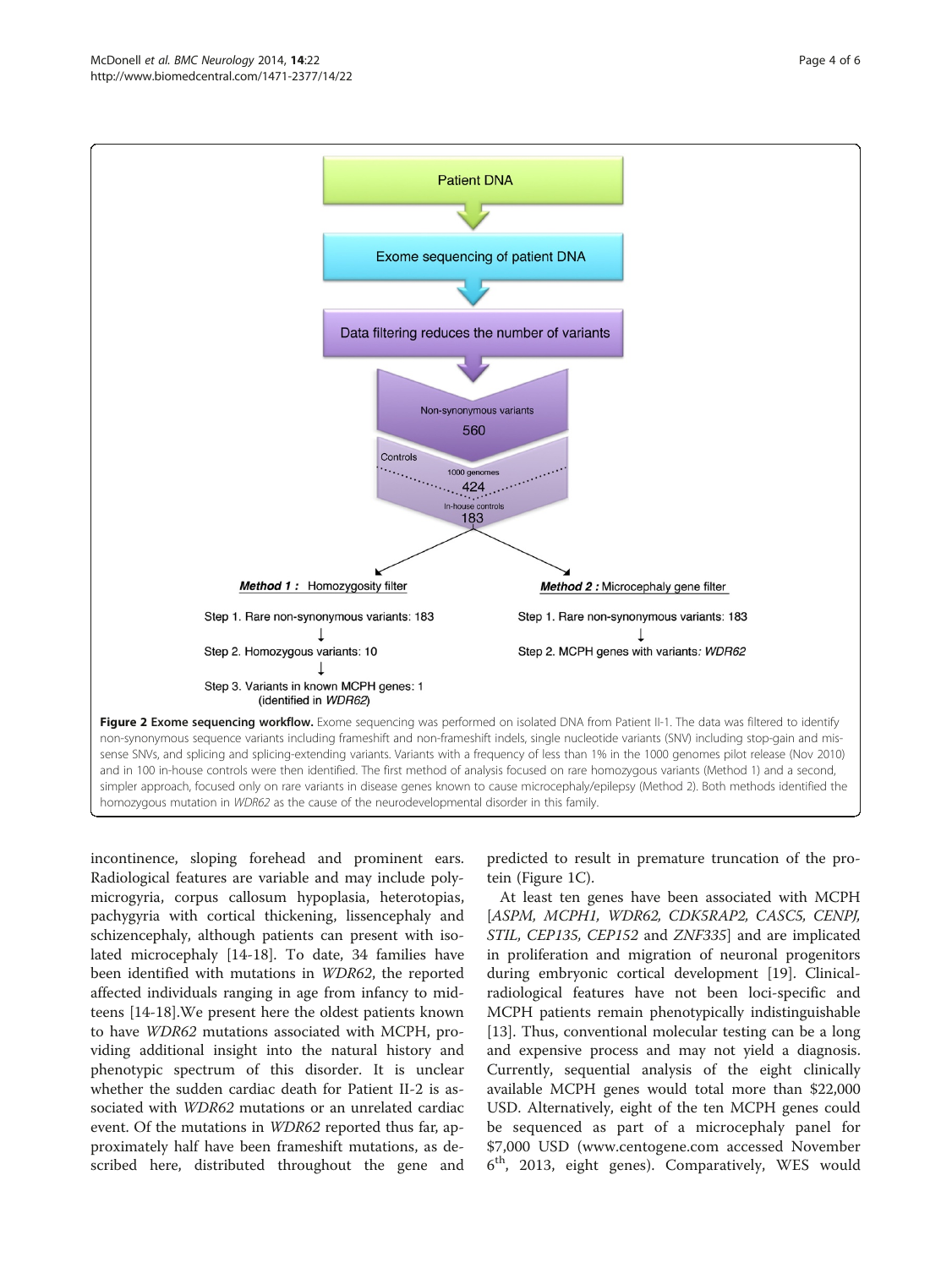Patient DNA

Exome sequencing of patient DNA

Data filtering reduces the number of variants

Non-synonymous variants 560

Controls

1000 genomes 424

In-house controls 183

***Method 1 :*** Homozygosity filter

Step 1. Rare non-synonymous variants: 183

Step 2. Homozygous variants: 10

Step 3. Variants in known MCPH genes: 1 (identified in *WDR62*)

***Method 2 :*** Microcephaly gene filter

Step 1. Rare non-synonymous variants: 183

Step 2. MCPH genes with variants: *WDR62*

**Figure 2 Exome sequencing workflow.** Exome sequencing was performed on isolated DNA from Patient II-1. The data was filtered to identify non-synonymous sequence variants including frameshift and non-frameshift indels, single nucleotide variants (SNV) including stop-gain and missense SNVs, and splicing and splicing-extending variants. Variants with a frequency of less than 1% in the 1000 genomes pilot release (Nov 2010) and in 100 in-house controls were then identified. The first method of analysis focused on rare homozygous variants (Method 1) and a second, simpler approach, focused only on rare variants in disease genes known to cause microcephaly/epilepsy (Method 2). Both methods identified the homozygous mutation in *WDR62* as the cause of the neurodevelopmental disorder in this family.

incontinence, sloping forehead and prominent ears. Radiological features are variable and may include polymicrogyria, corpus callosum hypoplasia, heterotopias, pachygyria with cortical thickening, lissencephaly and schizencephaly, although patients can present with isolated microcephaly [14-18]. To date, 34 families have been identified with mutations in *WDR62*, the reported affected individuals ranging in age from infancy to midteens [14-18].We present here the oldest patients known to have *WDR62* mutations associated with MCPH, providing additional insight into the natural history and phenotypic spectrum of this disorder. It is unclear whether the sudden cardiac death for Patient II-2 is associated with *WDR62* mutations or an unrelated cardiac event. Of the mutations in *WDR62* reported thus far, approximately half have been frameshift mutations, as described here, distributed throughout the gene and predicted to result in premature truncation of the protein (Figure 1C).

At least ten genes have been associated with MCPH [*ASPM, MCPH1, WDR62, CDK5RAP2, CASC5, CENPJ, STIL, CEP135, CEP152* and *ZNF335*] and are implicated in proliferation and migration of neuronal progenitors during embryonic cortical development [19]. Clinical-radiological features have not been loci-specific and MCPH patients remain phenotypically indistinguishable [13]. Thus, conventional molecular testing can be a long and expensive process and may not yield a diagnosis. Currently, sequential analysis of the eight clinically available MCPH genes would total more than $22,000 USD. Alternatively, eight of the ten MCPH genes could be sequenced as part of a microcephaly panel for $7,000 USD (www.centogene.com accessed November 6th, 2013, eight genes). Comparatively, WES would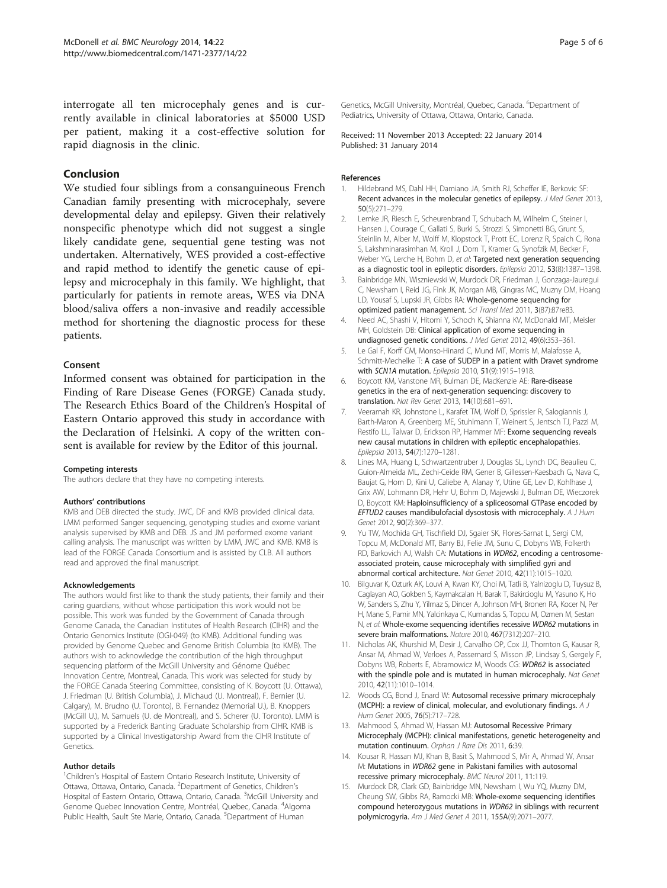interrogate all ten microcephaly genes and is currently available in clinical laboratories at $5000 USD per patient, making it a cost-effective solution for rapid diagnosis in the clinic.

## Conclusion

We studied four siblings from a consanguineous French Canadian family presenting with microcephaly, severe developmental delay and epilepsy. Given their relatively nonspecific phenotype which did not suggest a single likely candidate gene, sequential gene testing was not undertaken. Alternatively, WES provided a cost-effective and rapid method to identify the genetic cause of epilepsy and microcephaly in this family. We highlight, that particularly for patients in remote areas, WES via DNA blood/saliva offers a non-invasive and readily accessible method for shortening the diagnostic process for these patients.

### Consent

Informed consent was obtained for participation in the Finding of Rare Disease Genes (FORGE) Canada study. The Research Ethics Board of the Children's Hospital of Eastern Ontario approved this study in accordance with the Declaration of Helsinki. A copy of the written consent is available for review by the Editor of this journal.

#### Competing interests

The authors declare that they have no competing interests.

#### Authors' contributions

KMB and DEB directed the study. JWC, DF and KMB provided clinical data. LMM performed Sanger sequencing, genotyping studies and exome variant analysis supervised by KMB and DEB. JS and JM performed exome variant calling analysis. The manuscript was written by LMM, JWC and KMB. KMB is lead of the FORGE Canada Consortium and is assisted by CLB. All authors read and approved the final manuscript.

#### Acknowledgements

The authors would first like to thank the study patients, their family and their caring guardians, without whose participation this work would not be possible. This work was funded by the Government of Canada through Genome Canada, the Canadian Institutes of Health Research (CIHR) and the Ontario Genomics Institute (OGI-049) (to KMB). Additional funding was provided by Genome Quebec and Genome British Columbia (to KMB). The authors wish to acknowledge the contribution of the high throughput sequencing platform of the McGill University and Génome Québec Innovation Centre, Montreal, Canada. This work was selected for study by the FORGE Canada Steering Committee, consisting of K. Boycott (U. Ottawa), J. Friedman (U. British Columbia), J. Michaud (U. Montreal), F. Bernier (U. Calgary), M. Brudno (U. Toronto), B. Fernandez (Memorial U.), B. Knoppers (McGill U.), M. Samuels (U. de Montreal), and S. Scherer (U. Toronto). LMM is supported by a Frederick Banting Graduate Scholarship from CIHR. KMB is supported by a Clinical Investigatorship Award from the CIHR Institute of Genetics.

#### Author details

[1]Children's Hospital of Eastern Ontario Research Institute, University of Ottawa, Ottawa, Ontario, Canada. [2]Department of Genetics, Children's Hospital of Eastern Ontario, Ottawa, Ontario, Canada. [3]McGill University and Genome Quebec Innovation Centre, Montréal, Quebec, Canada. [4]Algoma Public Health, Sault Ste Marie, Ontario, Canada. [5]Department of Human Genetics, McGill University, Montréal, Quebec, Canada. [6]Department of Pediatrics, University of Ottawa, Ottawa, Ontario, Canada.

Received: 11 November 2013 Accepted: 22 January 2014
Published: 31 January 2014

#### References

1. Hildebrand MS, Dahl HH, Damiano JA, Smith RJ, Scheffer IE, Berkovic SF: Recent advances in the molecular genetics of epilepsy. *J Med Genet* 2013, **50**(5):271–279.
2. Lemke JR, Riesch E, Scheurenbrand T, Schubach M, Wilhelm C, Steiner I, Hansen J, Courage C, Gallati S, Burki S, Strozzi S, Simonetti BG, Grunt S, Steinlin M, Alber M, Wolff M, Klopstock T, Prott EC, Lorenz R, Spaich C, Rona S, Lakshminarasimhan M, Kroll J, Dorn T, Kramer G, Synofzik M, Becker F, Weber YG, Lerche H, Bohm D, *et al*: Targeted next generation sequencing as a diagnostic tool in epileptic disorders. *Epilepsia* 2012, **53**(8):1387–1398.
3. Bainbridge MN, Wiszniewski W, Murdock DR, Friedman J, Gonzaga-Jauregui C, Newsham I, Reid JG, Fink JK, Morgan MB, Gingras MC, Muzny DM, Hoang LD, Yousaf S, Lupski JR, Gibbs RA: Whole-genome sequencing for optimized patient management. *Sci Transl Med* 2011, **3**(87):87re83.
4. Need AC, Shashi V, Hitomi Y, Schoch K, Shianna KV, McDonald MT, Meisler MH, Goldstein DB: Clinical application of exome sequencing in undiagnosed genetic conditions. *J Med Genet* 2012, **49**(6):353–361.
5. Le Gal F, Korff CM, Monso-Hinard C, Mund MT, Morris M, Malafosse A, Schmitt-Mechelke T: A case of SUDEP in a patient with Dravet syndrome with *SCN1A* mutation. *Epilepsia* 2010, **51**(9):1915–1918.
6. Boycott KM, Vanstone MR, Bulman DE, MacKenzie AE: Rare-disease genetics in the era of next-generation sequencing: discovery to translation. *Nat Rev Genet* 2013, **14**(10):681–691.
7. Veeramah KR, Johnstone L, Karafet TM, Wolf D, Sprissler R, Salogiannis J, Barth-Maron A, Greenberg ME, Stuhlmann T, Weinert S, Jentsch TJ, Pazzi M, Restifo LL, Talwar D, Erickson RP, Hammer MF: Exome sequencing reveals new causal mutations in children with epileptic encephalopathies. *Epilepsia* 2013, **54**(7):1270–1281.
8. Lines MA, Huang L, Schwartzentruber J, Douglas SL, Lynch DC, Beaulieu C, Guion-Almeida ML, Zechi-Ceide RM, Gener B, Gillessen-Kaesbach G, Nava C, Baujat G, Horn D, Kini U, Caliebe A, Alanay Y, Utine GE, Lev D, Kohlhase J, Grix AW, Lohmann DR, Hehr U, Bohm D, Majewski J, Bulman DE, Wieczorek D, Boycott KM: Haploinsufficiency of a spliceosomal GTPase encoded by *EFTUD2* causes mandibulofacial dysostosis with microcephaly. *A J Hum Genet* 2012, **90**(2):369–377.
9. Yu TW, Mochida GH, Tischfield DJ, Sgaier SK, Flores-Sarnat L, Sergi CM, Topcu M, McDonald MT, Barry BJ, Felie JM, Sunu C, Dobyns WB, Folkerth RD, Barkovich AJ, Walsh CA: Mutations in *WDR62*, encoding a centrosome-associated protein, cause microcephaly with simplified gyri and abnormal cortical architecture. *Nat Genet* 2010, **42**(11):1015–1020.
10. Bilguvar K, Ozturk AK, Louvi A, Kwan KY, Choi M, Tatli B, Yalnizoglu D, Tuysuz B, Caglayan AO, Gokben S, Kaymakcalan H, Barak T, Bakircioglu M, Yasuno K, Ho W, Sanders S, Zhu Y, Yilmaz S, Dincer A, Johnson MH, Bronen RA, Kocer N, Per H, Mane S, Pamir MN, Yalcinkaya C, Kumandas S, Topcu M, Ozmen M, Sestan N, *et al*: Whole-exome sequencing identifies recessive *WDR62* mutations in severe brain malformations. *Nature* 2010, **467**(7312):207–210.
11. Nicholas AK, Khurshid M, Desir J, Carvalho OP, Cox JJ, Thornton G, Kausar R, Ansar M, Ahmad W, Verloes A, Passemard S, Misson JP, Lindsay S, Gergely F, Dobyns WB, Roberts E, Abramowicz M, Woods CG: *WDR62* is associated with the spindle pole and is mutated in human microcephaly. *Nat Genet* 2010, **42**(11):1010–1014.
12. Woods CG, Bond J, Enard W: Autosomal recessive primary microcephaly (MCPH): a review of clinical, molecular, and evolutionary findings. *A J Hum Genet* 2005, **76**(5):717–728.
13. Mahmood S, Ahmad W, Hassan MJ: Autosomal Recessive Primary Microcephaly (MCPH): clinical manifestations, genetic heterogeneity and mutation continuum. *Orphan J Rare Dis* 2011, **6**:39.
14. Kousar R, Hassan MJ, Khan B, Basit S, Mahmood S, Mir A, Ahmad W, Ansar M: Mutations in *WDR62* gene in Pakistani families with autosomal recessive primary microcephaly. *BMC Neurol* 2011, **11**:119.
15. Murdock DR, Clark GD, Bainbridge MN, Newsham I, Wu YQ, Muzny DM, Cheung SW, Gibbs RA, Ramocki MB: Whole-exome sequencing identifies compound heterozygous mutations in *WDR62* in siblings with recurrent polymicrogyria. *Am J Med Genet A* 2011, **155A**(9):2071–2077.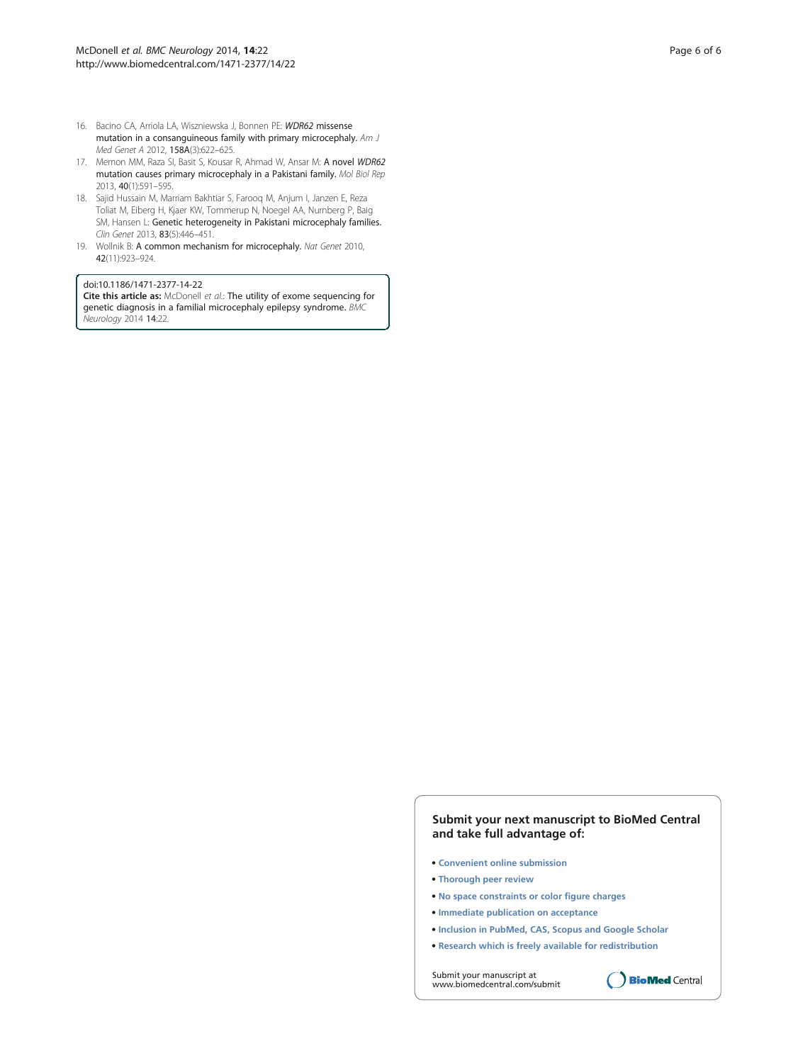16. Bacino CA, Arriola LA, Wiszniewska J, Bonnen PE: *WDR62* missense mutation in a consanguineous family with primary microcephaly. *Am J Med Genet A* 2012, **158A**(3):622–625.
17. Memon MM, Raza SI, Basit S, Kousar R, Ahmad W, Ansar M: A novel *WDR62* mutation causes primary microcephaly in a Pakistani family. *Mol Biol Rep* 2013, **40**(1):591–595.
18. Sajid Hussain M, Marriam Bakhtiar S, Farooq M, Anjum I, Janzen E, Reza Toliat M, Eiberg H, Kjaer KW, Tommerup N, Noegel AA, Nurnberg P, Baig SM, Hansen L: Genetic heterogeneity in Pakistani microcephaly families. *Clin Genet* 2013, **83**(5):446–451.
19. Wollnik B: A common mechanism for microcephaly. *Nat Genet* 2010, **42**(11):923–924.

doi:10.1186/1471-2377-14-22
**Cite this article as:** McDonell *et al.*: The utility of exome sequencing for genetic diagnosis in a familial microcephaly epilepsy syndrome. *BMC Neurology* 2014 **14**:22.

**Submit your next manuscript to BioMed Central and take full advantage of:**

- **Convenient online submission**
- **Thorough peer review**
- **No space constraints or color figure charges**
- **Immediate publication on acceptance**
- **Inclusion in PubMed, CAS, Scopus and Google Scholar**
- **Research which is freely available for redistribution**

Submit your manuscript at
www.biomedcentral.com/submit

BioMed Central